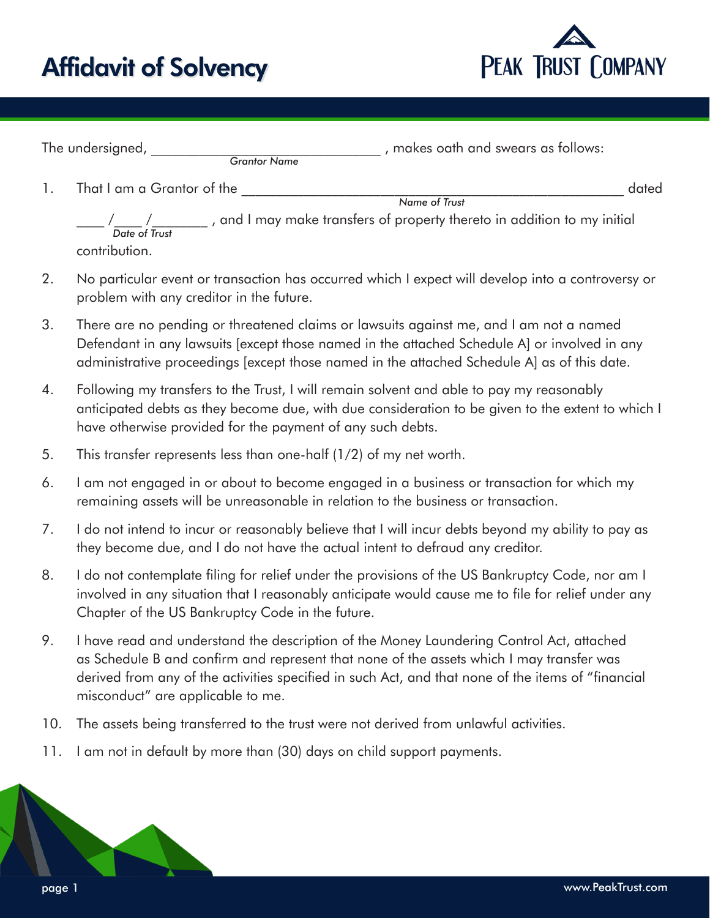# Affidavit of Solvency

PEAK TRUST COMPANY

The undersigned, _______________________________ , makes oath and swears as follows:
*Grantor Name*

1. That I am a Grantor of the ____________________________________________________ dated
*Name of Trust*
____ /____ /________ , and I may make transfers of property thereto in addition to my initial contribution.
*Date of Trust*

2. No particular event or transaction has occurred which I expect will develop into a controversy or problem with any creditor in the future.

3. There are no pending or threatened claims or lawsuits against me, and I am not a named Defendant in any lawsuits [except those named in the attached Schedule A] or involved in any administrative proceedings [except those named in the attached Schedule A] as of this date.

4. Following my transfers to the Trust, I will remain solvent and able to pay my reasonably anticipated debts as they become due, with due consideration to be given to the extent to which I have otherwise provided for the payment of any such debts.

5. This transfer represents less than one-half (1/2) of my net worth.

6. I am not engaged in or about to become engaged in a business or transaction for which my remaining assets will be unreasonable in relation to the business or transaction.

7. I do not intend to incur or reasonably believe that I will incur debts beyond my ability to pay as they become due, and I do not have the actual intent to defraud any creditor.

8. I do not contemplate filing for relief under the provisions of the US Bankruptcy Code, nor am I involved in any situation that I reasonably anticipate would cause me to file for relief under any Chapter of the US Bankruptcy Code in the future.

9. I have read and understand the description of the Money Laundering Control Act, attached as Schedule B and confirm and represent that none of the assets which I may transfer was derived from any of the activities specified in such Act, and that none of the items of "financial misconduct" are applicable to me.

10. The assets being transferred to the trust were not derived from unlawful activities.

11. I am not in default by more than (30) days on child support payments.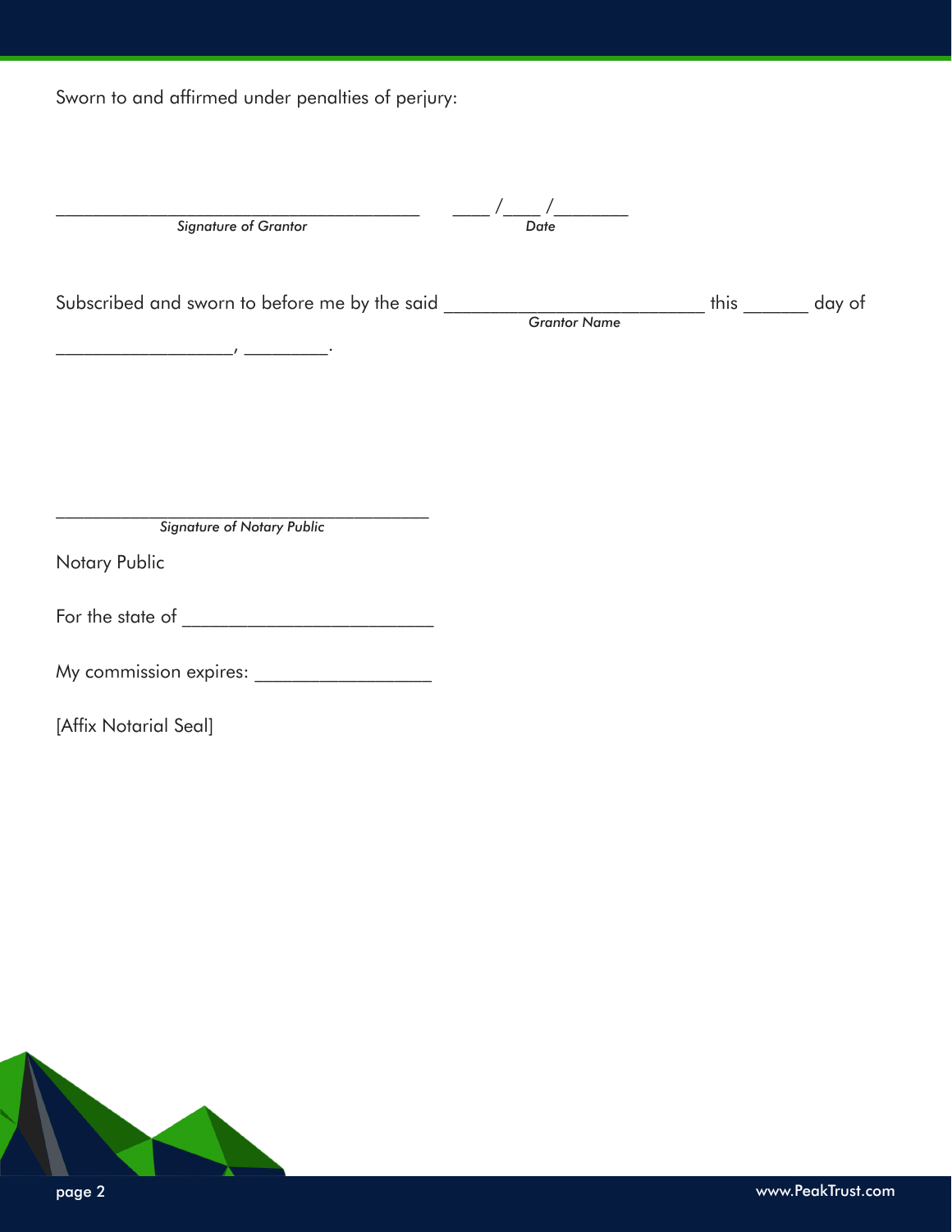Sworn to and affirmed under penalties of perjury:

_______________________________________ ____ /____ /________
*Signature of Grantor* *Date*

Subscribed and sworn to before me by the said ____________________________ this _______ day of
*Grantor Name*

___________________, _________.

________________________________________
*Signature of Notary Public*

Notary Public

For the state of ___________________________

My commission expires: ___________________

[Affix Notarial Seal]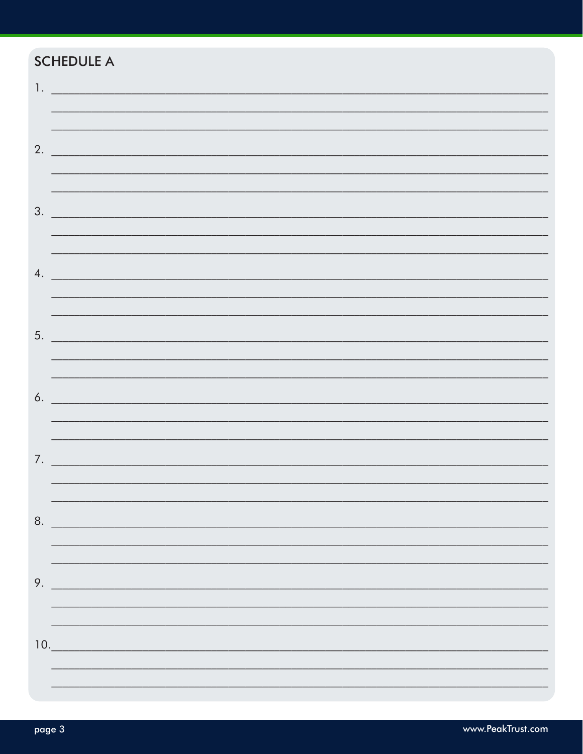## SCHEDULE A

1. ______________________________________________________________________________
______________________________________________________________________________
______________________________________________________________________________

2. ______________________________________________________________________________
______________________________________________________________________________
______________________________________________________________________________

3. ______________________________________________________________________________
______________________________________________________________________________
______________________________________________________________________________

4. ______________________________________________________________________________
______________________________________________________________________________
______________________________________________________________________________

5. ______________________________________________________________________________
______________________________________________________________________________
______________________________________________________________________________

6. ______________________________________________________________________________
______________________________________________________________________________
______________________________________________________________________________

7. ______________________________________________________________________________
______________________________________________________________________________
______________________________________________________________________________

8. ______________________________________________________________________________
______________________________________________________________________________
______________________________________________________________________________

9. ______________________________________________________________________________
______________________________________________________________________________
______________________________________________________________________________

10. ______________________________________________________________________________
______________________________________________________________________________
______________________________________________________________________________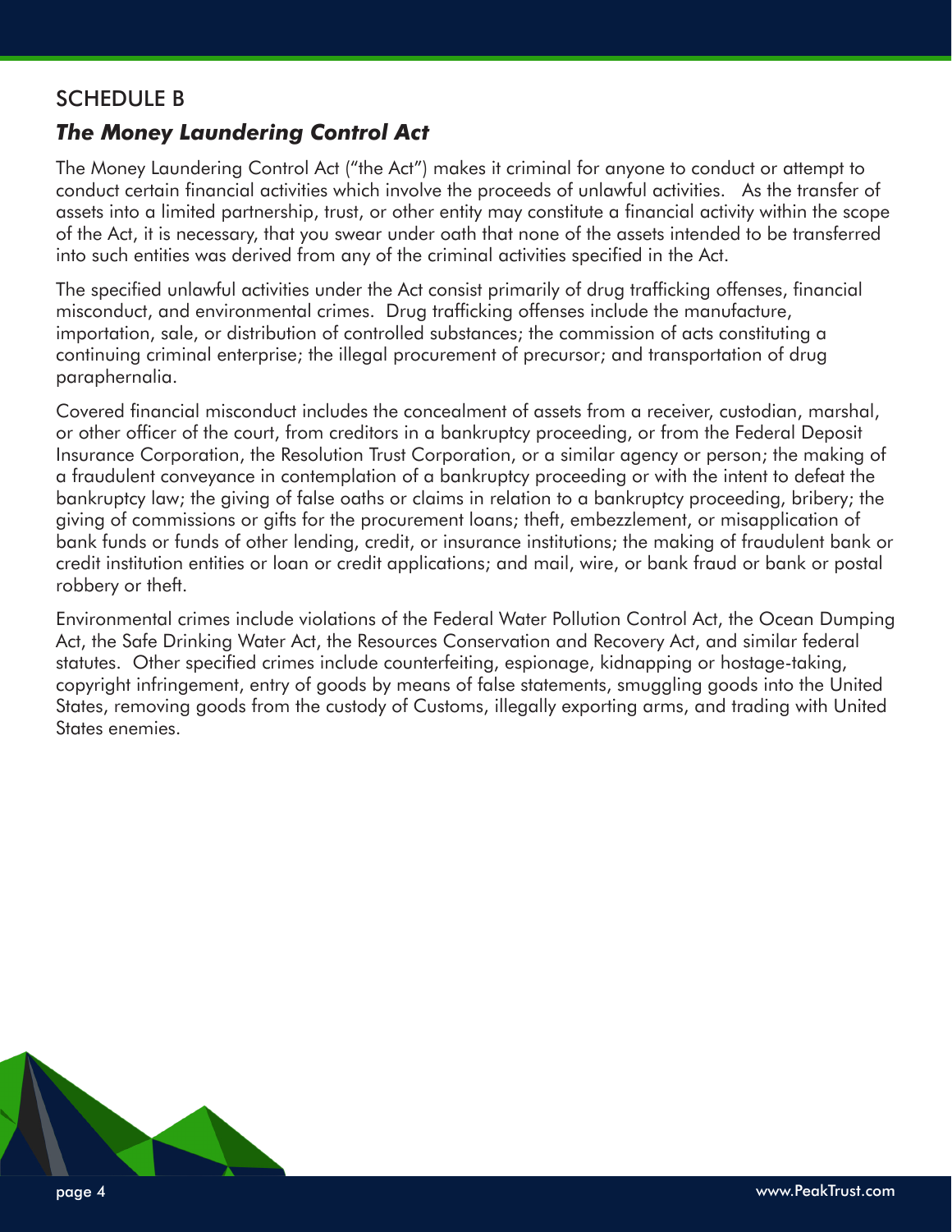## SCHEDULE B

### ***The Money Laundering Control Act***

The Money Laundering Control Act ("the Act") makes it criminal for anyone to conduct or attempt to conduct certain financial activities which involve the proceeds of unlawful activities. As the transfer of assets into a limited partnership, trust, or other entity may constitute a financial activity within the scope of the Act, it is necessary, that you swear under oath that none of the assets intended to be transferred into such entities was derived from any of the criminal activities specified in the Act.

The specified unlawful activities under the Act consist primarily of drug trafficking offenses, financial misconduct, and environmental crimes. Drug trafficking offenses include the manufacture, importation, sale, or distribution of controlled substances; the commission of acts constituting a continuing criminal enterprise; the illegal procurement of precursor; and transportation of drug paraphernalia.

Covered financial misconduct includes the concealment of assets from a receiver, custodian, marshal, or other officer of the court, from creditors in a bankruptcy proceeding, or from the Federal Deposit Insurance Corporation, the Resolution Trust Corporation, or a similar agency or person; the making of a fraudulent conveyance in contemplation of a bankruptcy proceeding or with the intent to defeat the bankruptcy law; the giving of false oaths or claims in relation to a bankruptcy proceeding, bribery; the giving of commissions or gifts for the procurement loans; theft, embezzlement, or misapplication of bank funds or funds of other lending, credit, or insurance institutions; the making of fraudulent bank or credit institution entities or loan or credit applications; and mail, wire, or bank fraud or bank or postal robbery or theft.

Environmental crimes include violations of the Federal Water Pollution Control Act, the Ocean Dumping Act, the Safe Drinking Water Act, the Resources Conservation and Recovery Act, and similar federal statutes. Other specified crimes include counterfeiting, espionage, kidnapping or hostage-taking, copyright infringement, entry of goods by means of false statements, smuggling goods into the United States, removing goods from the custody of Customs, illegally exporting arms, and trading with United States enemies.